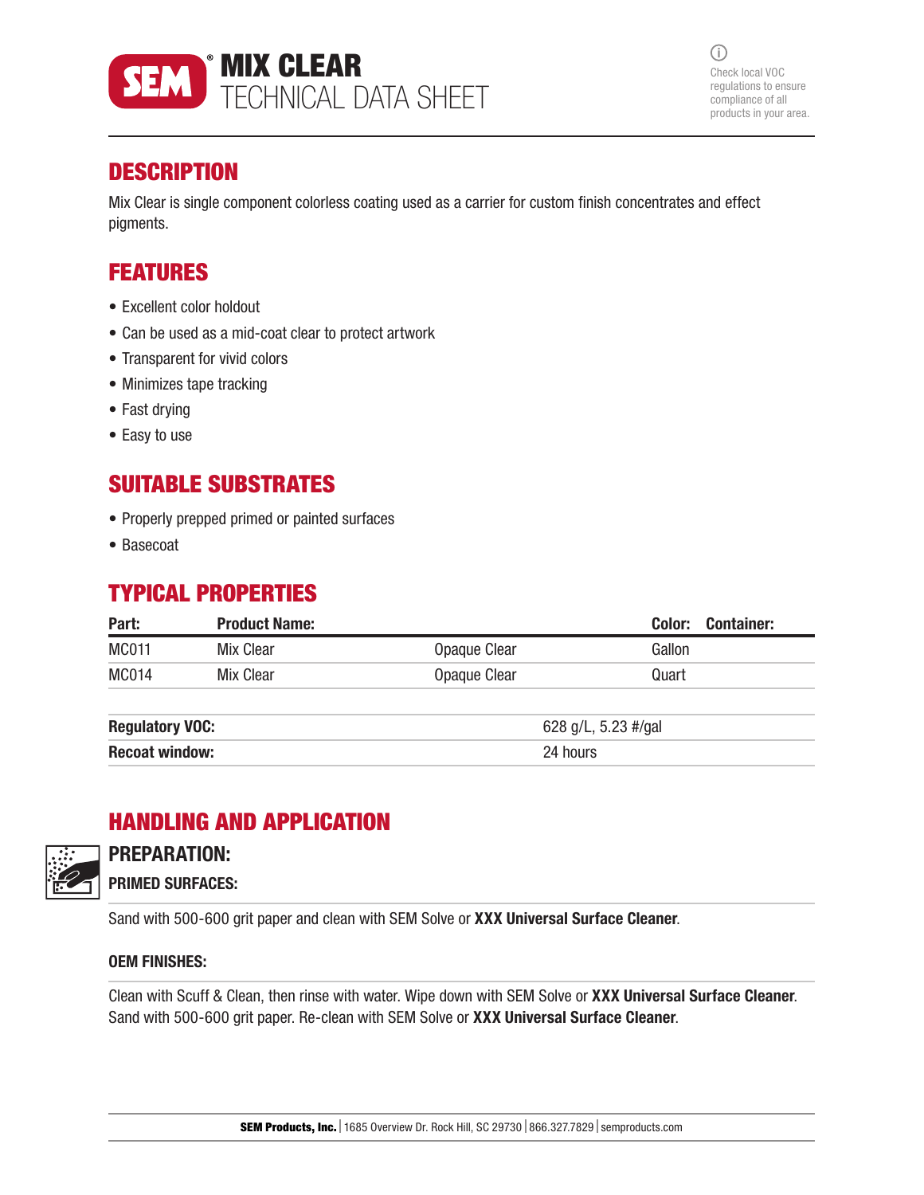# SEM® MIX CLEAR
## TECHNICAL DATA SHEET

Check local VOC regulations to ensure compliance of all products in your area.

## DESCRIPTION

Mix Clear is single component colorless coating used as a carrier for custom finish concentrates and effect pigments.

## FEATURES

- Excellent color holdout
- Can be used as a mid-coat clear to protect artwork
- Transparent for vivid colors
- Minimizes tape tracking
- Fast drying
- Easy to use

## SUITABLE SUBSTRATES

- Properly prepped primed or painted surfaces
- Basecoat

## TYPICAL PROPERTIES

| Part: | Product Name: | | Color: | Container: |
|---|---|---|---|---|
| MC011 | Mix Clear | Opaque Clear | Gallon | |
| MC014 | Mix Clear | Opaque Clear | Quart | |

| | |
|---|---|
| **Regulatory VOC:** | 628 g/L, 5.23 #/gal |
| **Recoat window:** | 24 hours |

## HANDLING AND APPLICATION

### PREPARATION:

#### PRIMED SURFACES:

Sand with 500-600 grit paper and clean with SEM Solve or **XXX Universal Surface Cleaner**.

#### OEM FINISHES:

Clean with Scuff & Clean, then rinse with water. Wipe down with SEM Solve or **XXX Universal Surface Cleaner**. Sand with 500-600 grit paper. Re-clean with SEM Solve or **XXX Universal Surface Cleaner**.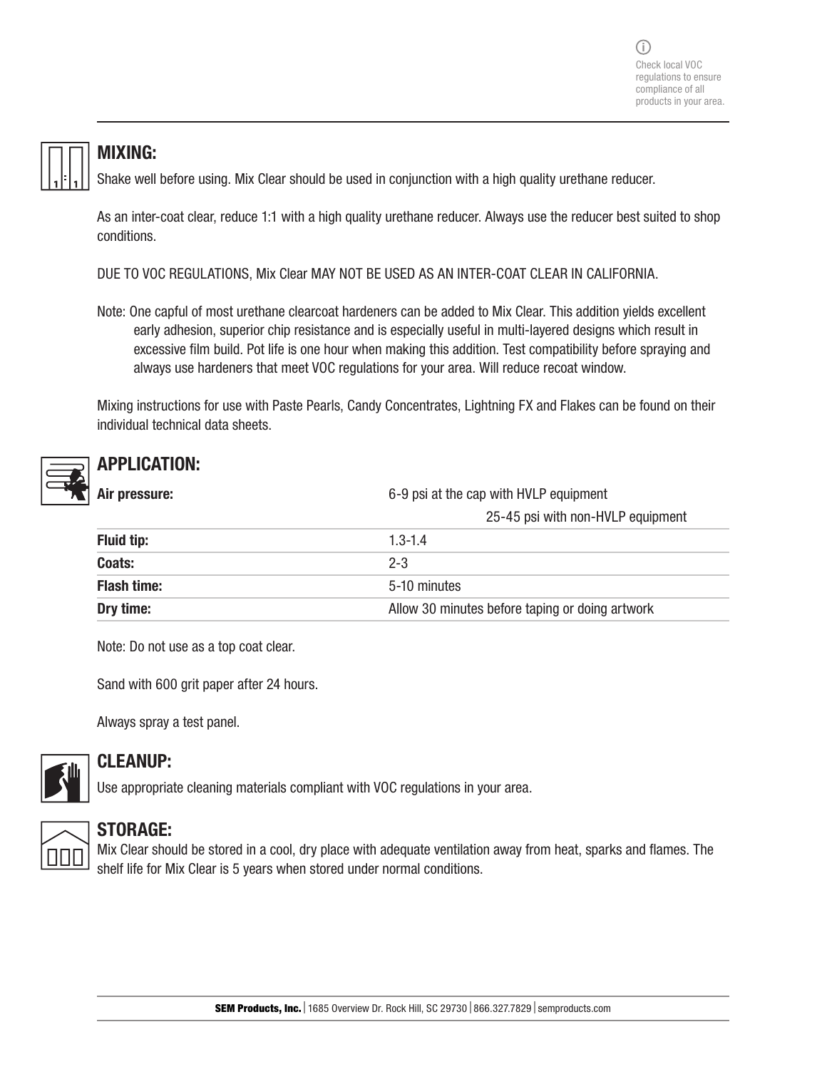Check local VOC regulations to ensure compliance of all products in your area.

## MIXING:

Shake well before using. Mix Clear should be used in conjunction with a high quality urethane reducer.

As an inter-coat clear, reduce 1:1 with a high quality urethane reducer. Always use the reducer best suited to shop conditions.

DUE TO VOC REGULATIONS, Mix Clear MAY NOT BE USED AS AN INTER-COAT CLEAR IN CALIFORNIA.

Note: One capful of most urethane clearcoat hardeners can be added to Mix Clear. This addition yields excellent early adhesion, superior chip resistance and is especially useful in multi-layered designs which result in excessive film build. Pot life is one hour when making this addition. Test compatibility before spraying and always use hardeners that meet VOC regulations for your area. Will reduce recoat window.

Mixing instructions for use with Paste Pearls, Candy Concentrates, Lightning FX and Flakes can be found on their individual technical data sheets.

## APPLICATION:

| | |
|---|---|
| **Air pressure:** | 6-9 psi at the cap with HVLP equipment<br>25-45 psi with non-HVLP equipment |
| **Fluid tip:** | 1.3-1.4 |
| **Coats:** | 2-3 |
| **Flash time:** | 5-10 minutes |
| **Dry time:** | Allow 30 minutes before taping or doing artwork |

Note: Do not use as a top coat clear.

Sand with 600 grit paper after 24 hours.

Always spray a test panel.

## CLEANUP:

Use appropriate cleaning materials compliant with VOC regulations in your area.

## STORAGE:

Mix Clear should be stored in a cool, dry place with adequate ventilation away from heat, sparks and flames. The shelf life for Mix Clear is 5 years when stored under normal conditions.

**SEM Products, Inc.** | 1685 Overview Dr. Rock Hill, SC 29730 | 866.327.7829 | semproducts.com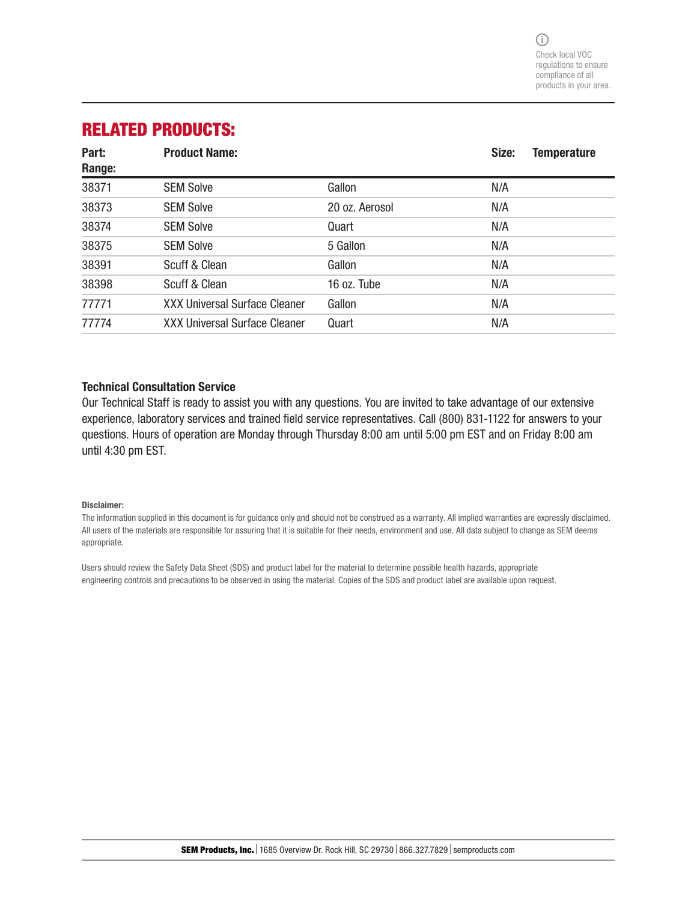Check local VOC regulations to ensure compliance of all products in your area.

## RELATED PRODUCTS:

| Part: Range: | Product Name: | | Size: | Temperature |
|---|---|---|---|---|
| 38371 | SEM Solve | Gallon | N/A | |
| 38373 | SEM Solve | 20 oz. Aerosol | N/A | |
| 38374 | SEM Solve | Quart | N/A | |
| 38375 | SEM Solve | 5 Gallon | N/A | |
| 38391 | Scuff & Clean | Gallon | N/A | |
| 38398 | Scuff & Clean | 16 oz. Tube | N/A | |
| 77771 | XXX Universal Surface Cleaner | Gallon | N/A | |
| 77774 | XXX Universal Surface Cleaner | Quart | N/A | |

### Technical Consultation Service

Our Technical Staff is ready to assist you with any questions. You are invited to take advantage of our extensive experience, laboratory services and trained field service representatives. Call (800) 831-1122 for answers to your questions. Hours of operation are Monday through Thursday 8:00 am until 5:00 pm EST and on Friday 8:00 am until 4:30 pm EST.

**Disclaimer:**

The information supplied in this document is for guidance only and should not be construed as a warranty. All implied warranties are expressly disclaimed. All users of the materials are responsible for assuring that it is suitable for their needs, environment and use. All data subject to change as SEM deems appropriate.

Users should review the Safety Data Sheet (SDS) and product label for the material to determine possible health hazards, appropriate engineering controls and precautions to be observed in using the material. Copies of the SDS and product label are available upon request.